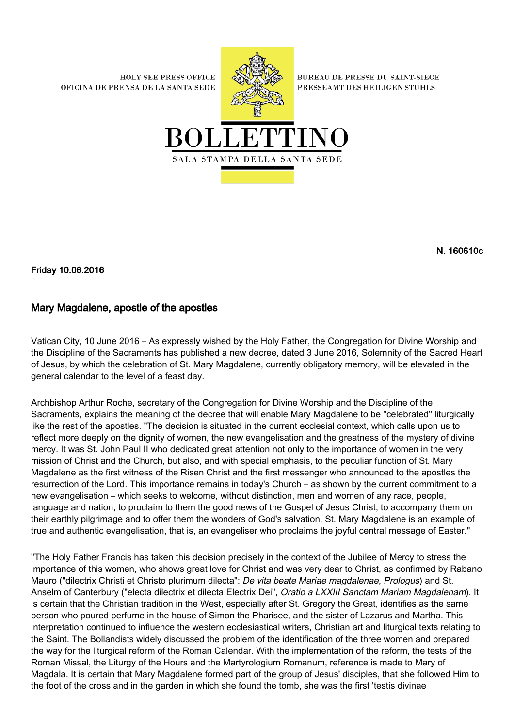HOLY SEE PRESS OFFICE
OFICINA DE PRENSA DE LA SANTA SEDE

BUREAU DE PRESSE DU SAINT-SIEGE
PRESSEAMT DES HEILIGEN STUHLS

# BOLLETTINO

SALA STAMPA DELLA SANTA SEDE

**N. 160610c**

**Friday 10.06.2016**

## Mary Magdalene, apostle of the apostles

Vatican City, 10 June 2016 – As expressly wished by the Holy Father, the Congregation for Divine Worship and the Discipline of the Sacraments has published a new decree, dated 3 June 2016, Solemnity of the Sacred Heart of Jesus, by which the celebration of St. Mary Magdalene, currently obligatory memory, will be elevated in the general calendar to the level of a feast day.

Archbishop Arthur Roche, secretary of the Congregation for Divine Worship and the Discipline of the Sacraments, explains the meaning of the decree that will enable Mary Magdalene to be "celebrated" liturgically like the rest of the apostles. "The decision is situated in the current ecclesial context, which calls upon us to reflect more deeply on the dignity of women, the new evangelisation and the greatness of the mystery of divine mercy. It was St. John Paul II who dedicated great attention not only to the importance of women in the very mission of Christ and the Church, but also, and with special emphasis, to the peculiar function of St. Mary Magdalene as the first witness of the Risen Christ and the first messenger who announced to the apostles the resurrection of the Lord. This importance remains in today's Church – as shown by the current commitment to a new evangelisation – which seeks to welcome, without distinction, men and women of any race, people, language and nation, to proclaim to them the good news of the Gospel of Jesus Christ, to accompany them on their earthly pilgrimage and to offer them the wonders of God's salvation. St. Mary Magdalene is an example of true and authentic evangelisation, that is, an evangeliser who proclaims the joyful central message of Easter."

"The Holy Father Francis has taken this decision precisely in the context of the Jubilee of Mercy to stress the importance of this women, who shows great love for Christ and was very dear to Christ, as confirmed by Rabano Mauro ("dilectrix Christi et Christo plurimum dilecta": *De vita beate Mariae magdalenae, Prologus*) and St. Anselm of Canterbury ("electa dilectrix et dilecta Electrix Dei", *Oratio a LXXIII Sanctam Mariam Magdalenam*). It is certain that the Christian tradition in the West, especially after St. Gregory the Great, identifies as the same person who poured perfume in the house of Simon the Pharisee, and the sister of Lazarus and Martha. This interpretation continued to influence the western ecclesiastical writers, Christian art and liturgical texts relating to the Saint. The Bollandists widely discussed the problem of the identification of the three women and prepared the way for the liturgical reform of the Roman Calendar. With the implementation of the reform, the tests of the Roman Missal, the Liturgy of the Hours and the Martyrologium Romanum, reference is made to Mary of Magdala. It is certain that Mary Magdalene formed part of the group of Jesus' disciples, that she followed Him to the foot of the cross and in the garden in which she found the tomb, she was the first 'testis divinae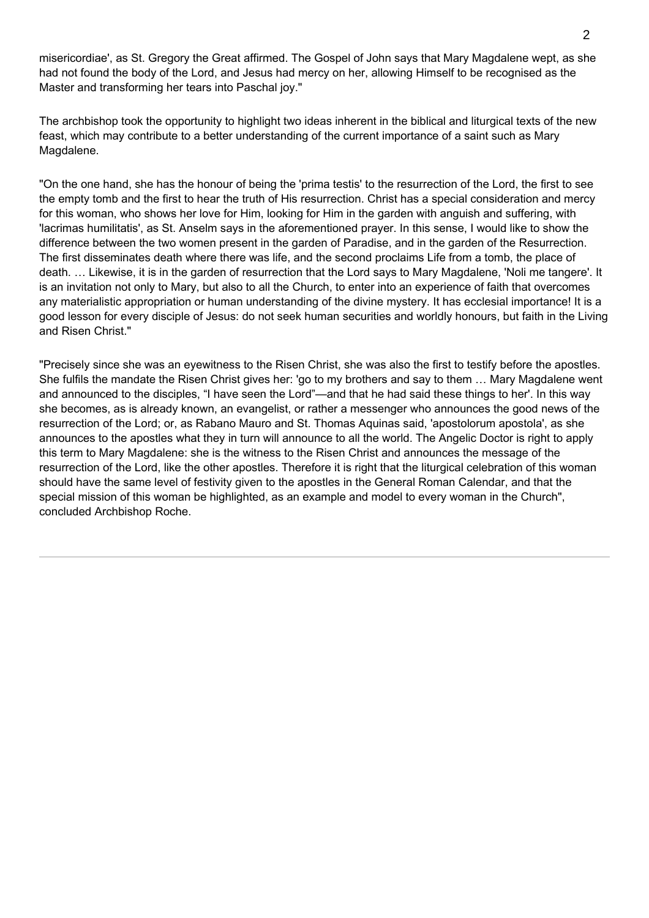misericordiae', as St. Gregory the Great affirmed. The Gospel of John says that Mary Magdalene wept, as she had not found the body of the Lord, and Jesus had mercy on her, allowing Himself to be recognised as the Master and transforming her tears into Paschal joy."

The archbishop took the opportunity to highlight two ideas inherent in the biblical and liturgical texts of the new feast, which may contribute to a better understanding of the current importance of a saint such as Mary Magdalene.

"On the one hand, she has the honour of being the 'prima testis' to the resurrection of the Lord, the first to see the empty tomb and the first to hear the truth of His resurrection. Christ has a special consideration and mercy for this woman, who shows her love for Him, looking for Him in the garden with anguish and suffering, with 'lacrimas humilitatis', as St. Anselm says in the aforementioned prayer. In this sense, I would like to show the difference between the two women present in the garden of Paradise, and in the garden of the Resurrection. The first disseminates death where there was life, and the second proclaims Life from a tomb, the place of death. … Likewise, it is in the garden of resurrection that the Lord says to Mary Magdalene, 'Noli me tangere'. It is an invitation not only to Mary, but also to all the Church, to enter into an experience of faith that overcomes any materialistic appropriation or human understanding of the divine mystery. It has ecclesial importance! It is a good lesson for every disciple of Jesus: do not seek human securities and worldly honours, but faith in the Living and Risen Christ."

"Precisely since she was an eyewitness to the Risen Christ, she was also the first to testify before the apostles. She fulfils the mandate the Risen Christ gives her: 'go to my brothers and say to them … Mary Magdalene went and announced to the disciples, "I have seen the Lord"—and that he had said these things to her'. In this way she becomes, as is already known, an evangelist, or rather a messenger who announces the good news of the resurrection of the Lord; or, as Rabano Mauro and St. Thomas Aquinas said, 'apostolorum apostola', as she announces to the apostles what they in turn will announce to all the world. The Angelic Doctor is right to apply this term to Mary Magdalene: she is the witness to the Risen Christ and announces the message of the resurrection of the Lord, like the other apostles. Therefore it is right that the liturgical celebration of this woman should have the same level of festivity given to the apostles in the General Roman Calendar, and that the special mission of this woman be highlighted, as an example and model to every woman in the Church", concluded Archbishop Roche.